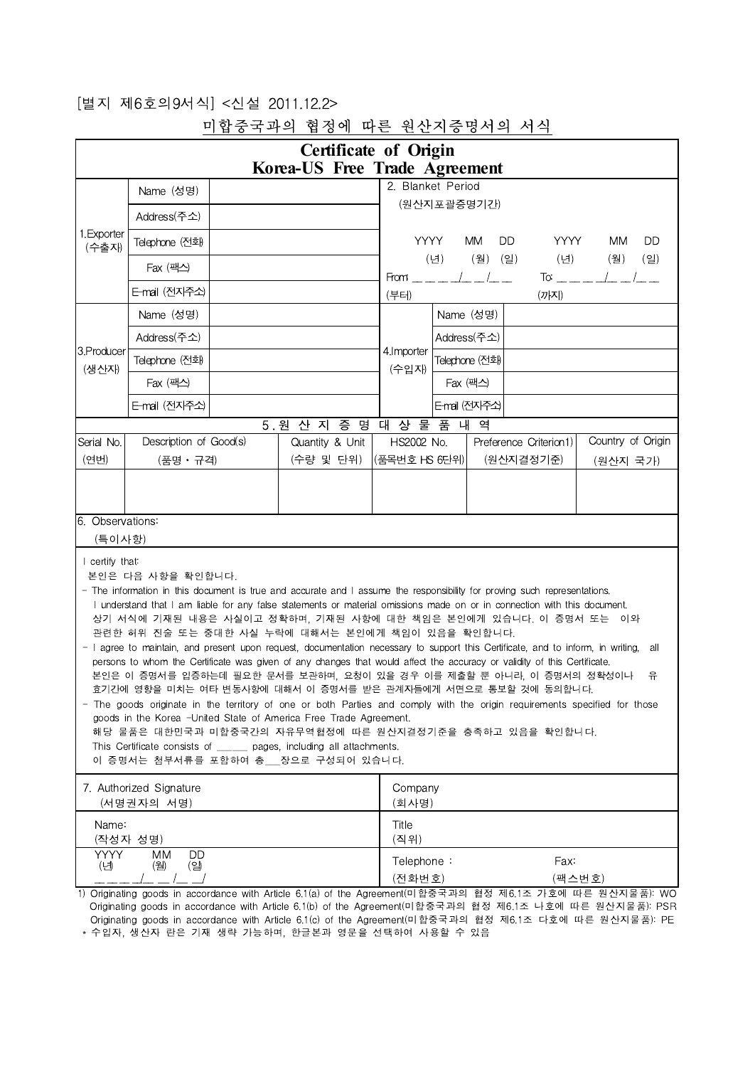[별지 제6호의9서식] <신설 2011.12.2>

미합중국과의 협정에 따른 원산지증명서의 서식

# Certificate of Origin
## Korea-US Free Trade Agreement

| | | | | | |
|---|---|---|---|---|---|
| 1.Exporter (수출자) | Name (성명) | | 2. Blanket Period (원산지포괄증명기간) | | |
| | Address(주소) | | | | |
| | Telephone (전화) | | YYYY (년) MM (월) DD (일) | | YYYY (년) MM (월) DD (일) |
| | Fax (팩스) | | From ＿＿＿＿/＿＿/＿＿ (부터) | | To: ＿＿＿＿/＿＿/＿＿ (까지) |
| | E-mail (전자주소) | | | | |
| 3.Producer (생산자) | Name (성명) | | 4.Importer (수입자) | Name (성명) | |
| | Address(주소) | | | Address(주소) | |
| | Telephone (전화) | | | Telephone (전화) | |
| | Fax (팩스) | | | Fax (팩스) | |
| | E-mail (전자주소) | | | E-mail (전자주소) | |

5. 원 산 지 증 명 대 상 물 품 내 역

| Serial No. (연번) | Description of Good(s) (품명 · 규격) | Quantity & Unit (수량 및 단위) | HS2002 No. (품목번호 HS 6단위) | Preference Criterion1) (원산지결정기준) | Country of Origin (원산지 국가) |
|---|---|---|---|---|---|
| | | | | | |

6. Observations:
(특이사항)

I certify that:
본인은 다음 사항을 확인합니다.

- The information in this document is true and accurate and I assume the responsibility for proving such representations. I understand that I am liable for any false statements or material omissions made on or in connection with this document.
  상기 서식에 기재된 내용은 사실이고 정확하며, 기재된 사항에 대한 책임은 본인에게 있습니다. 이 증명서 또는 이와 관련한 허위 진술 또는 중대한 사실 누락에 대해서는 본인에게 책임이 있음을 확인합니다.
- I agree to maintain, and present upon request, documentation necessary to support this Certificate, and to inform, in writing, all persons to whom the Certificate was given of any changes that would affect the accuracy or validity of this Certificate.
  본인은 이 증명서를 입증하는데 필요한 문서를 보관하며, 요청이 있을 경우 이를 제출할 뿐 아니라, 이 증명서의 정확성이나 유효기간에 영향을 미치는 여타 변동사항에 대해서 이 증명서를 받은 관계자들에게 서면으로 통보할 것에 동의합니다.
- The goods originate in the territory of one or both Parties and comply with the origin requirements specified for those goods in the Korea -United State of America Free Trade Agreement.
  해당 물품은 대한민국과 미합중국간의 자유무역협정에 따른 원산지결정기준을 충족하고 있음을 확인합니다.
  This Certificate consists of ______ pages, including all attachments.
  이 증명서는 첨부서류를 포함하여 총___장으로 구성되어 있습니다.

| | |
|---|---|
| 7. Authorized Signature (서명권자의 서명) | Company (회사명) |
| Name: (작성자 성명) | Title (직위) |
| YYYY (년) MM (월) DD (일) ＿＿＿＿/＿＿/＿＿/ | Telephone : (전화번호) Fax: (팩스번호) |

1) Originating goods in accordance with Article 6.1(a) of the Agreement(미합중국과의 협정 제6.1조 가호에 따른 원산지물품): WO
Originating goods in accordance with Article 6.1(b) of the Agreement(미합중국과의 협정 제6.1조 나호에 따른 원산지물품): PSR
Originating goods in accordance with Article 6.1(c) of the Agreement(미합중국과의 협정 제6.1조 다호에 따른 원산지물품): PE

* 수입자, 생산자 란은 기재 생략 가능하며, 한글본과 영문을 선택하여 사용할 수 있음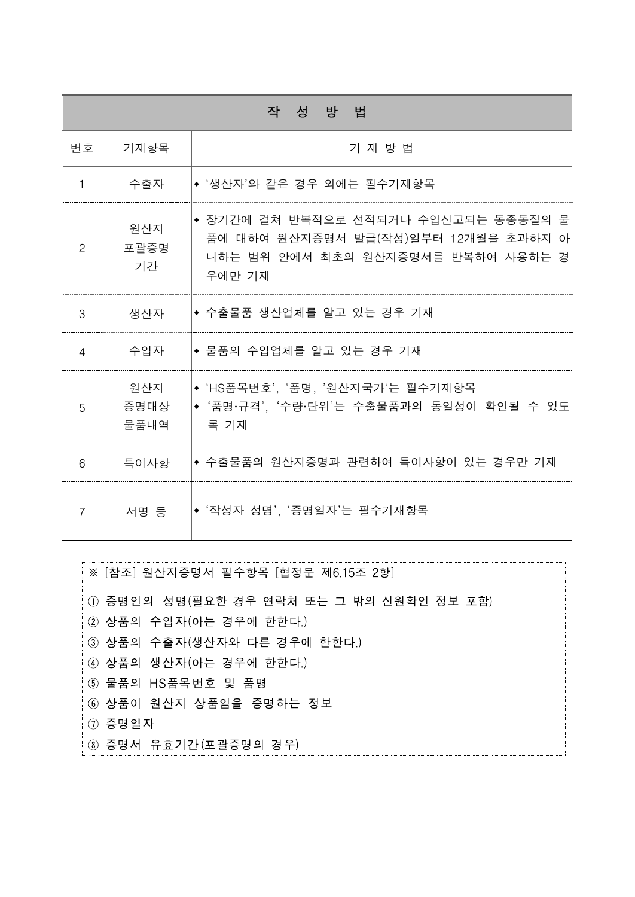| 작 성 방 법 | | |
|---|---|---|
| 번호 | 기재항목 | 기 재 방 법 |
| 1 | 수출자 | ◆ '생산자'와 같은 경우 외에는 필수기재항목 |
| 2 | 원산지 포괄증명 기간 | ◆ 장기간에 걸쳐 반복적으로 선적되거나 수입신고되는 동종동질의 물품에 대하여 원산지증명서 발급(작성)일부터 12개월을 초과하지 아니하는 범위 안에서 최초의 원산지증명서를 반복하여 사용하는 경우에만 기재 |
| 3 | 생산자 | ◆ 수출물품 생산업체를 알고 있는 경우 기재 |
| 4 | 수입자 | ◆ 물품의 수입업체를 알고 있는 경우 기재 |
| 5 | 원산지 증명대상 물품내역 | ◆ 'HS품목번호', '품명, '원산지국가'는 필수기재항목<br>◆ '품명·규격', '수량·단위'는 수출물품과의 동일성이 확인될 수 있도록 기재 |
| 6 | 특이사항 | ◆ 수출물품의 원산지증명과 관련하여 특이사항이 있는 경우만 기재 |
| 7 | 서명 등 | ◆ '작성자 성명', '증명일자'는 필수기재항목 |

※ [참조] 원산지증명서 필수항목 [협정문 제6.15조 2항]

① 증명인의 성명(필요한 경우 연락처 또는 그 밖의 신원확인 정보 포함)
② 상품의 수입자(아는 경우에 한한다.)
③ 상품의 수출자(생산자와 다른 경우에 한한다.)
④ 상품의 생산자(아는 경우에 한한다.)
⑤ 물품의 HS품목번호 및 품명
⑥ 상품이 원산지 상품임을 증명하는 정보
⑦ 증명일자
⑧ 증명서 유효기간(포괄증명의 경우)